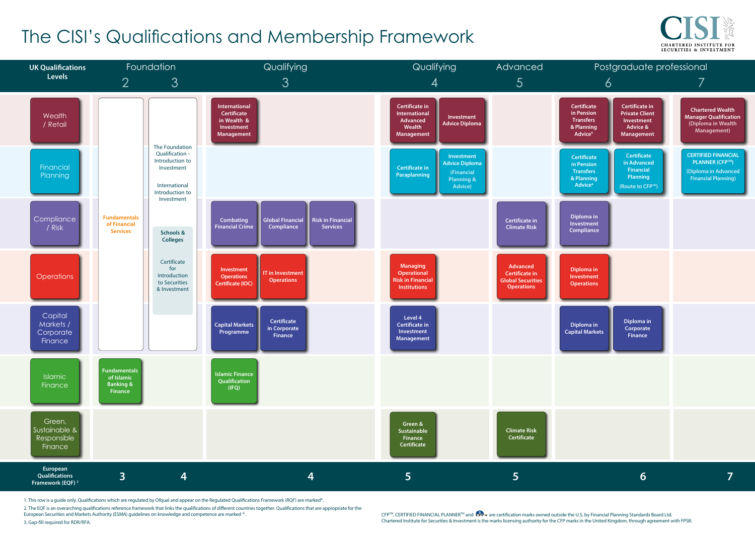# The CISI's Qualifications and Membership Framework

CISI
CHARTERED INSTITUTE FOR SECURITIES & INVESTMENT

| UK Qualifications Levels | Foundation 2 | Foundation 3 | Qualifying 3 | Qualifying 4 | Advanced 5 | Postgraduate professional 6 | Postgraduate professional 7 |
|---|---|---|---|---|---|---|---|
| Wealth / Retail | Fundamentals of Financial Services | The Foundation Qualification - Introduction to Investment; International Introduction to Investment; Schools & Colleges: Certificate for Introduction to Securities & Investment | International Certificate in Wealth & Investment Management | Certificate in International Advanced Wealth Management; Investment Advice Diploma | | Certificate in Pension Transfers & Planning Advice³; Certificate in Private Client Investment Advice & Management | Chartered Wealth Manager Qualification (Diploma in Wealth Management) |
| Financial Planning | | | | Certificate in Paraplanning; Investment Advice Diploma (Financial Planning & Advice) | | Certificate in Pension Transfers & Planning Advice³; Certificate in Advanced Financial Planning (Route to CFP™) | CERTIFIED FINANCIAL PLANNER (CFP™) (Diploma in Advanced Financial Planning) |
| Compliance / Risk | | | Combating Financial Crime; Global Financial Compliance; Risk in Financial Services | | Certificate in Climate Risk | Diploma in Investment Compliance | |
| Operations | | | Investment Operations Certificate (IOC); IT in Investment Operations | Managing Operational Risk in Financial Institutions | Advanced Certificate in Global Securities Operations | Diploma in Investment Operations | |
| Capital Markets / Corporate Finance | | | Capital Markets Programme; Certificate in Corporate Finance | Level 4 Certificate in Investment Management | | Diploma in Capital Markets; Diploma in Corporate Finance | |
| Islamic Finance | Fundamentals of Islamic Banking & Finance | | Islamic Finance Qualification (IFQ) | | | | |
| Green, Sustainable & Responsible Finance | | | | Green & Sustainable Finance Certificate | Climate Risk Certificate | | |
| European Qualifications Framework (EQF) ² | 3 | 4 | 4 | 5 | 5 | 6 | 7 |

1. This row is a guide only. Qualifications which are regulated by Ofqual and appear on the Regulated Qualifications Framework (RQF) are marked*.

2. The EQF is an overarching qualifications reference framework that links the qualifications of different countries together. Qualifications that are appropriate for the European Securities and Markets Authority (ESMA) guidelines on knowledge and competence are marked +.

3. Gap-fill required for RDR/RFA.

CFP™, CERTIFIED FINANCIAL PLANNER™ and CFP™ are certification marks owned outside the U.S. by Financial Planning Standards Board Ltd. Chartered Institute for Securities & Investment is the marks licensing authority for the CFP marks in the United Kingdom, through agreement with FPSB.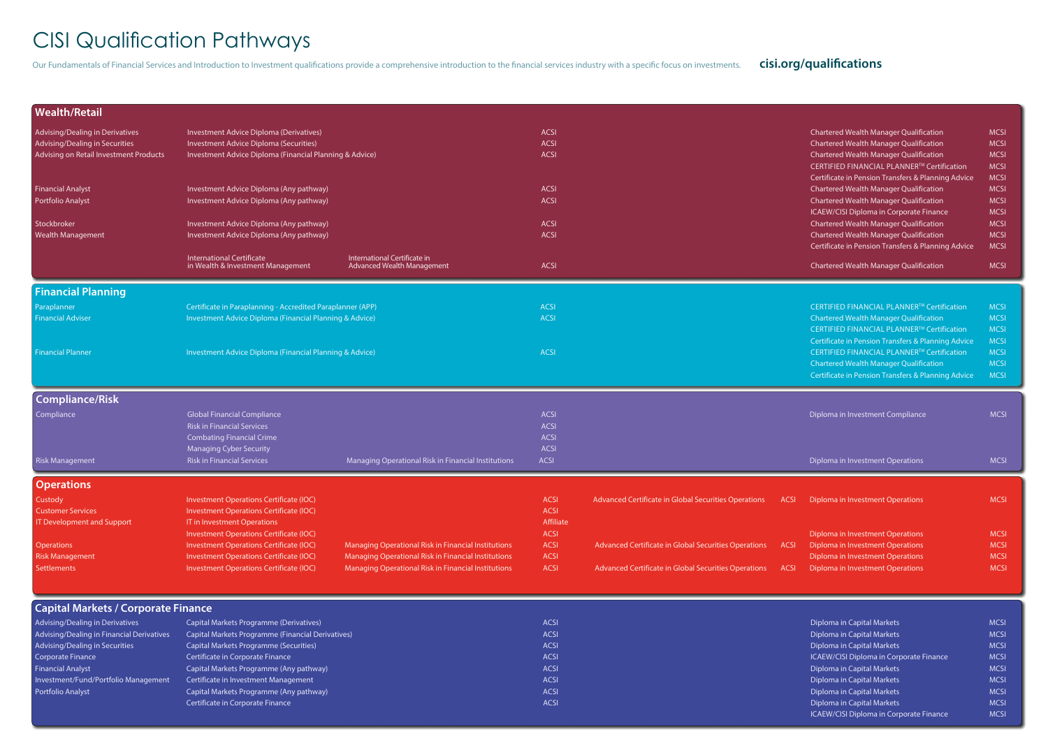# CISI Qualification Pathways

Our Fundamentals of Financial Services and Introduction to Investment qualifications provide a comprehensive introduction to the financial services industry with a specific focus on investments.

**cisi.org/qualifications**

## Wealth/Retail

| | | | | | | | |
|---|---|---|---|---|---|---|---|
| Advising/Dealing in Derivatives | Investment Advice Diploma (Derivatives) | | ACSI | | | Chartered Wealth Manager Qualification | MCSI |
| Advising/Dealing in Securities | Investment Advice Diploma (Securities) | | ACSI | | | Chartered Wealth Manager Qualification | MCSI |
| Advising on Retail Investment Products | Investment Advice Diploma (Financial Planning & Advice) | | ACSI | | | Chartered Wealth Manager Qualification | MCSI |
| | | | | | | CERTIFIED FINANCIAL PLANNER™ Certification | MCSI |
| | | | | | | Certificate in Pension Transfers & Planning Advice | MCSI |
| Financial Analyst | Investment Advice Diploma (Any pathway) | | ACSI | | | Chartered Wealth Manager Qualification | MCSI |
| Portfolio Analyst | Investment Advice Diploma (Any pathway) | | ACSI | | | Chartered Wealth Manager Qualification | MCSI |
| | | | | | | ICAEW/CISI Diploma in Corporate Finance | MCSI |
| Stockbroker | Investment Advice Diploma (Any pathway) | | ACSI | | | Chartered Wealth Manager Qualification | MCSI |
| Wealth Management | Investment Advice Diploma (Any pathway) | | ACSI | | | Chartered Wealth Manager Qualification | MCSI |
| | | | | | | Certificate in Pension Transfers & Planning Advice | MCSI |
| | International Certificate in Wealth & Investment Management | International Certificate in Advanced Wealth Management | ACSI | | | Chartered Wealth Manager Qualification | MCSI |

## Financial Planning

| | | | | | | | |
|---|---|---|---|---|---|---|---|
| Paraplanner | Certificate in Paraplanning - Accredited Paraplanner (APP) | | ACSI | | | CERTIFIED FINANCIAL PLANNER™ Certification | MCSI |
| Financial Adviser | Investment Advice Diploma (Financial Planning & Advice) | | ACSI | | | Chartered Wealth Manager Qualification | MCSI |
| | | | | | | CERTIFIED FINANCIAL PLANNER™ Certification | MCSI |
| | | | | | | Certificate in Pension Transfers & Planning Advice | MCSI |
| Financial Planner | Investment Advice Diploma (Financial Planning & Advice) | | ACSI | | | CERTIFIED FINANCIAL PLANNER™ Certification | MCSI |
| | | | | | | Chartered Wealth Manager Qualification | MCSI |
| | | | | | | Certificate in Pension Transfers & Planning Advice | MCSI |

## Compliance/Risk

| | | | | | | | |
|---|---|---|---|---|---|---|---|
| Compliance | Global Financial Compliance | | ACSI | | | Diploma in Investment Compliance | MCSI |
| | Risk in Financial Services | | ACSI | | | | |
| | Combating Financial Crime | | ACSI | | | | |
| | Managing Cyber Security | | ACSI | | | | |
| Risk Management | Risk in Financial Services | Managing Operational Risk in Financial Institutions | ACSI | | | Diploma in Investment Operations | MCSI |

## Operations

| | | | | | | | |
|---|---|---|---|---|---|---|---|
| Custody | Investment Operations Certificate (IOC) | | ACSI | Advanced Certificate in Global Securities Operations | ACSI | Diploma in Investment Operations | MCSI |
| Customer Services | Investment Operations Certificate (IOC) | | ACSI | | | | |
| IT Development and Support | IT in Investment Operations | | Affiliate | | | | |
| | Investment Operations Certificate (IOC) | | ACSI | | | Diploma in Investment Operations | MCSI |
| Operations | Investment Operations Certificate (IOC) | Managing Operational Risk in Financial Institutions | ACSI | Advanced Certificate in Global Securities Operations | ACSI | Diploma in Investment Operations | MCSI |
| Risk Management | Investment Operations Certificate (IOC) | Managing Operational Risk in Financial Institutions | ACSI | | | Diploma in Investment Operations | MCSI |
| Settlements | Investment Operations Certificate (IOC) | Managing Operational Risk in Financial Institutions | ACSI | Advanced Certificate in Global Securities Operations | ACSI | Diploma in Investment Operations | MCSI |

## Capital Markets / Corporate Finance

| | | | | | | | |
|---|---|---|---|---|---|---|---|
| Advising/Dealing in Derivatives | Capital Markets Programme (Derivatives) | | ACSI | | | Diploma in Capital Markets | MCSI |
| Advising/Dealing in Financial Derivatives | Capital Markets Programme (Financial Derivatives) | | ACSI | | | Diploma in Capital Markets | MCSI |
| Advising/Dealing in Securities | Capital Markets Programme (Securities) | | ACSI | | | Diploma in Capital Markets | MCSI |
| Corporate Finance | Certificate in Corporate Finance | | ACSI | | | ICAEW/CISI Diploma in Corporate Finance | MCSI |
| Financial Analyst | Capital Markets Programme (Any pathway) | | ACSI | | | Diploma in Capital Markets | MCSI |
| Investment/Fund/Portfolio Management | Certificate in Investment Management | | ACSI | | | Diploma in Capital Markets | MCSI |
| Portfolio Analyst | Capital Markets Programme (Any pathway) | | ACSI | | | Diploma in Capital Markets | MCSI |
| | Certificate in Corporate Finance | | ACSI | | | Diploma in Capital Markets | MCSI |
| | | | | | | ICAEW/CISI Diploma in Corporate Finance | MCSI |